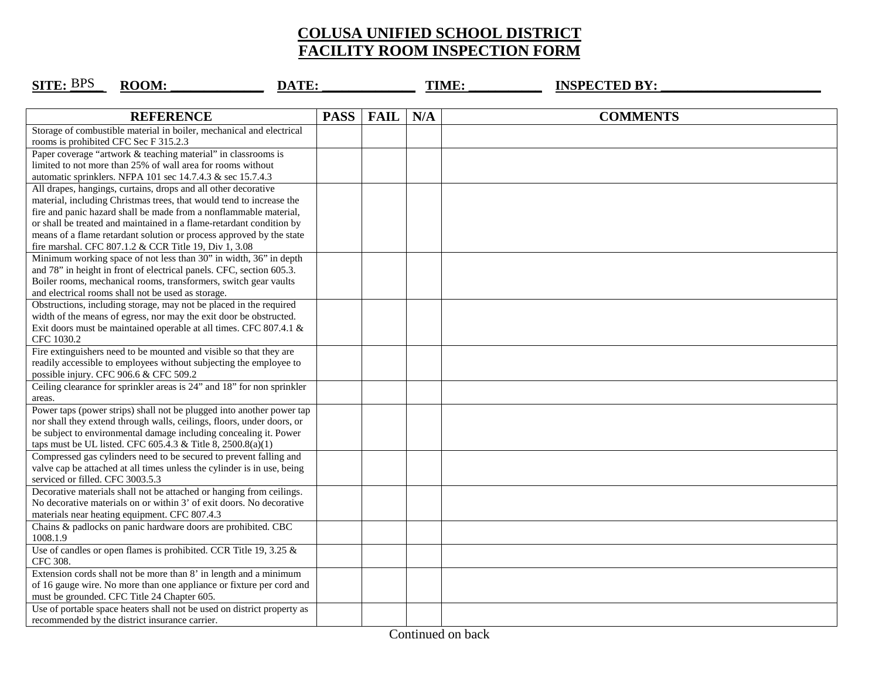# COLUSA UNIFIED SCHOOL DISTRICT
# FACILITY ROOM INSPECTION FORM

**SITE:** BPS **ROOM:** ______________ **DATE:** ______________ **TIME:** ___________ **INSPECTED BY:** ________________________

| REFERENCE | PASS | FAIL | N/A | COMMENTS |
|---|---|---|---|---|
| Storage of combustible material in boiler, mechanical and electrical rooms is prohibited CFC Sec F 315.2.3 | | | | |
| Paper coverage "artwork & teaching material" in classrooms is limited to not more than 25% of wall area for rooms without automatic sprinklers. NFPA 101 sec 14.7.4.3 & sec 15.7.4.3 | | | | |
| All drapes, hangings, curtains, drops and all other decorative material, including Christmas trees, that would tend to increase the fire and panic hazard shall be made from a nonflammable material, or shall be treated and maintained in a flame-retardant condition by means of a flame retardant solution or process approved by the state fire marshal. CFC 807.1.2 & CCR Title 19, Div 1, 3.08 | | | | |
| Minimum working space of not less than 30" in width, 36" in depth and 78" in height in front of electrical panels. CFC, section 605.3. Boiler rooms, mechanical rooms, transformers, switch gear vaults and electrical rooms shall not be used as storage. | | | | |
| Obstructions, including storage, may not be placed in the required width of the means of egress, nor may the exit door be obstructed. Exit doors must be maintained operable at all times. CFC 807.4.1 & CFC 1030.2 | | | | |
| Fire extinguishers need to be mounted and visible so that they are readily accessible to employees without subjecting the employee to possible injury. CFC 906.6 & CFC 509.2 | | | | |
| Ceiling clearance for sprinkler areas is 24" and 18" for non sprinkler areas. | | | | |
| Power taps (power strips) shall not be plugged into another power tap nor shall they extend through walls, ceilings, floors, under doors, or be subject to environmental damage including concealing it. Power taps must be UL listed. CFC 605.4.3 & Title 8, 2500.8(a)(1) | | | | |
| Compressed gas cylinders need to be secured to prevent falling and valve cap be attached at all times unless the cylinder is in use, being serviced or filled. CFC 3003.5.3 | | | | |
| Decorative materials shall not be attached or hanging from ceilings. No decorative materials on or within 3' of exit doors. No decorative materials near heating equipment. CFC 807.4.3 | | | | |
| Chains & padlocks on panic hardware doors are prohibited. CBC 1008.1.9 | | | | |
| Use of candles or open flames is prohibited. CCR Title 19, 3.25 & CFC 308. | | | | |
| Extension cords shall not be more than 8' in length and a minimum of 16 gauge wire. No more than one appliance or fixture per cord and must be grounded. CFC Title 24 Chapter 605. | | | | |
| Use of portable space heaters shall not be used on district property as recommended by the district insurance carrier. | | | | |

Continued on back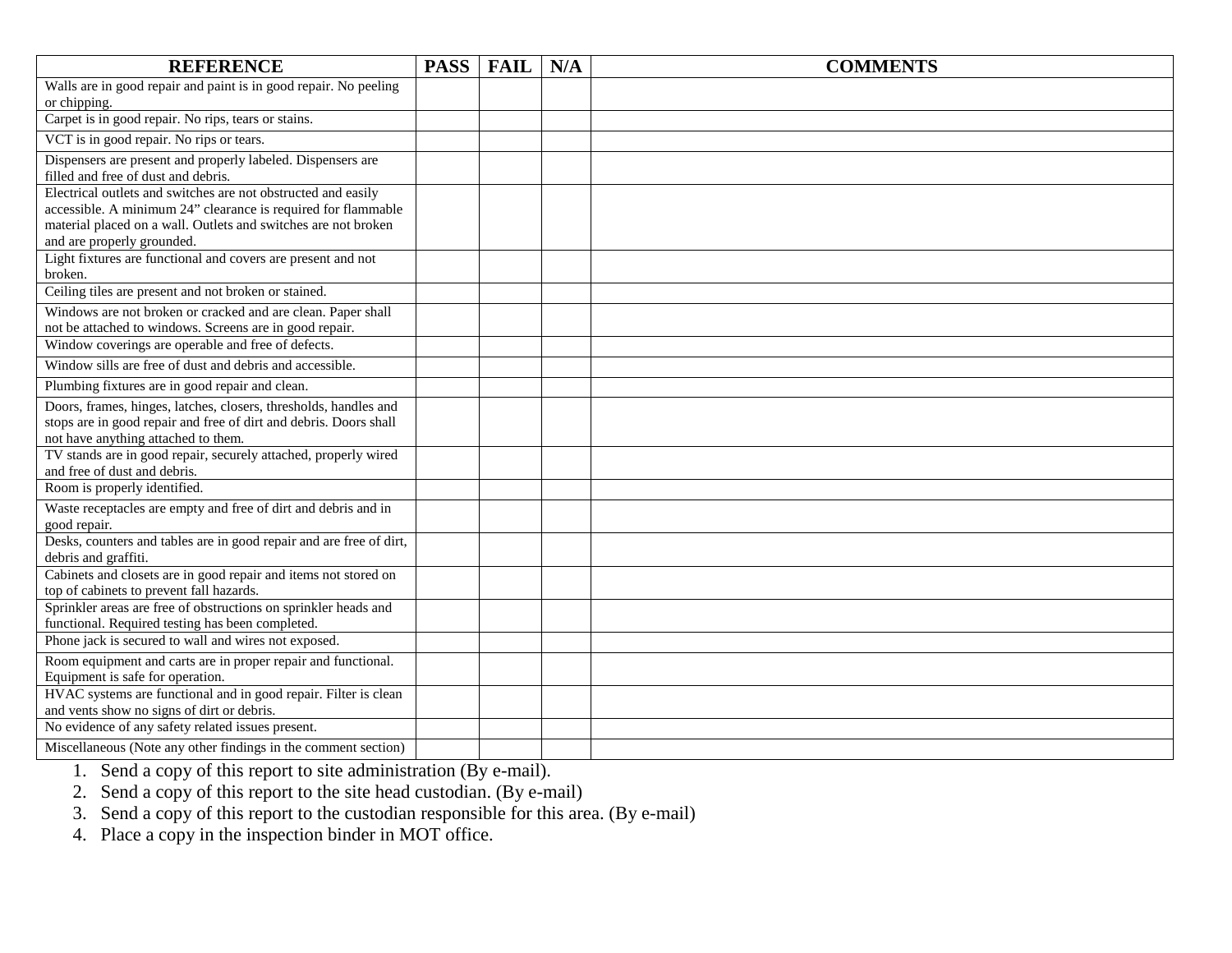| REFERENCE | PASS | FAIL | N/A | COMMENTS |
| --- | --- | --- | --- | --- |
| Walls are in good repair and paint is in good repair. No peeling or chipping. | | | | |
| Carpet is in good repair. No rips, tears or stains. | | | | |
| VCT is in good repair. No rips or tears. | | | | |
| Dispensers are present and properly labeled. Dispensers are filled and free of dust and debris. | | | | |
| Electrical outlets and switches are not obstructed and easily accessible. A minimum 24" clearance is required for flammable material placed on a wall. Outlets and switches are not broken and are properly grounded. | | | | |
| Light fixtures are functional and covers are present and not broken. | | | | |
| Ceiling tiles are present and not broken or stained. | | | | |
| Windows are not broken or cracked and are clean. Paper shall not be attached to windows. Screens are in good repair. | | | | |
| Window coverings are operable and free of defects. | | | | |
| Window sills are free of dust and debris and accessible. | | | | |
| Plumbing fixtures are in good repair and clean. | | | | |
| Doors, frames, hinges, latches, closers, thresholds, handles and stops are in good repair and free of dirt and debris. Doors shall not have anything attached to them. | | | | |
| TV stands are in good repair, securely attached, properly wired and free of dust and debris. | | | | |
| Room is properly identified. | | | | |
| Waste receptacles are empty and free of dirt and debris and in good repair. | | | | |
| Desks, counters and tables are in good repair and are free of dirt, debris and graffiti. | | | | |
| Cabinets and closets are in good repair and items not stored on top of cabinets to prevent fall hazards. | | | | |
| Sprinkler areas are free of obstructions on sprinkler heads and functional. Required testing has been completed. | | | | |
| Phone jack is secured to wall and wires not exposed. | | | | |
| Room equipment and carts are in proper repair and functional. Equipment is safe for operation. | | | | |
| HVAC systems are functional and in good repair. Filter is clean and vents show no signs of dirt or debris. | | | | |
| No evidence of any safety related issues present. | | | | |
| Miscellaneous (Note any other findings in the comment section) | | | | |

1. Send a copy of this report to site administration (By e-mail).
2. Send a copy of this report to the site head custodian. (By e-mail)
3. Send a copy of this report to the custodian responsible for this area. (By e-mail)
4. Place a copy in the inspection binder in MOT office.